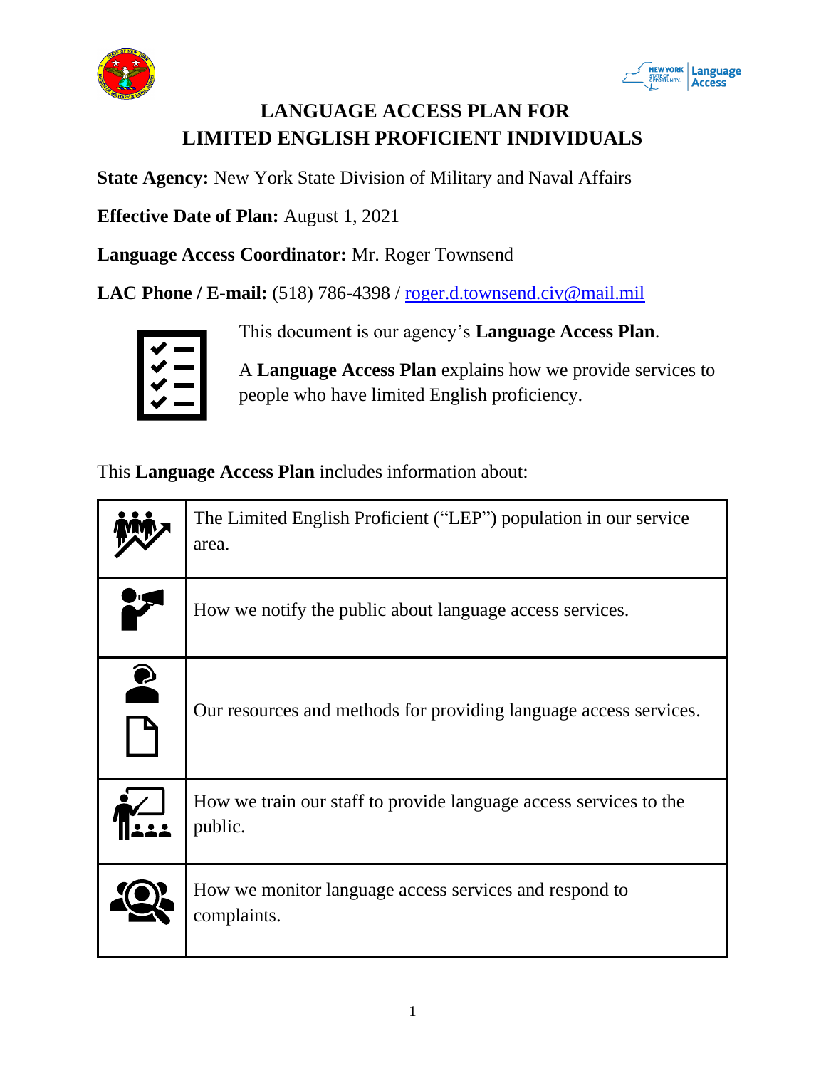# LANGUAGE ACCESS PLAN FOR LIMITED ENGLISH PROFICIENT INDIVIDUALS

**State Agency:** New York State Division of Military and Naval Affairs

**Effective Date of Plan:** August 1, 2021

**Language Access Coordinator:** Mr. Roger Townsend

**LAC Phone / E-mail:** (518) 786-4398 / roger.d.townsend.civ@mail.mil

This document is our agency's **Language Access Plan**.

A **Language Access Plan** explains how we provide services to people who have limited English proficiency.

This **Language Access Plan** includes information about:

| | |
|---|---|
| | The Limited English Proficient ("LEP") population in our service area. |
| | How we notify the public about language access services. |
| | Our resources and methods for providing language access services. |
| | How we train our staff to provide language access services to the public. |
| | How we monitor language access services and respond to complaints. |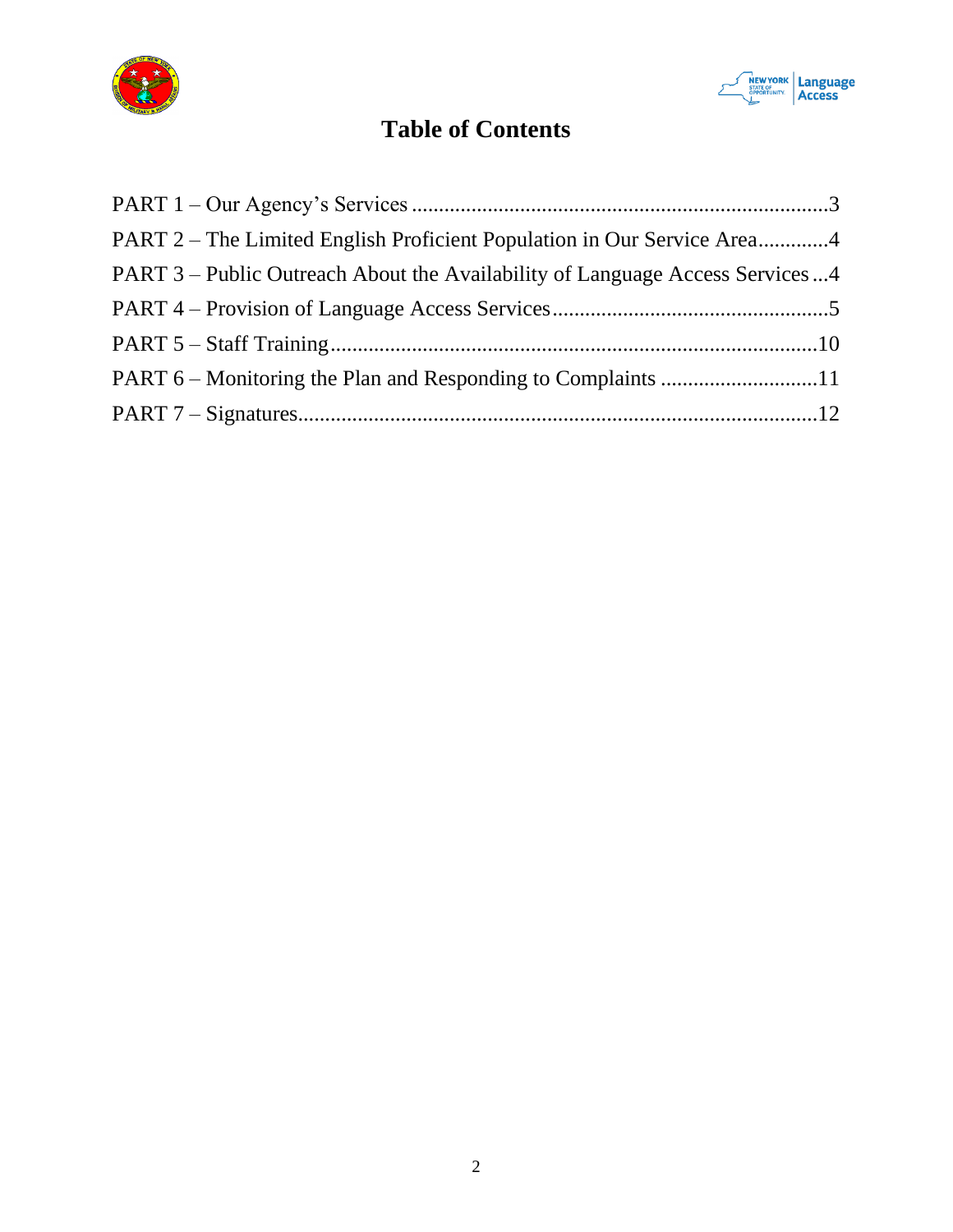# Table of Contents

PART 1 – Our Agency's Services ........................................................................3

PART 2 – The Limited English Proficient Population in Our Service Area............4

PART 3 – Public Outreach About the Availability of Language Access Services ...4

PART 4 – Provision of Language Access Services..................................................5

PART 5 – Staff Training.......................................................................................10

PART 6 – Monitoring the Plan and Responding to Complaints ............................11

PART 7 – Signatures............................................................................................12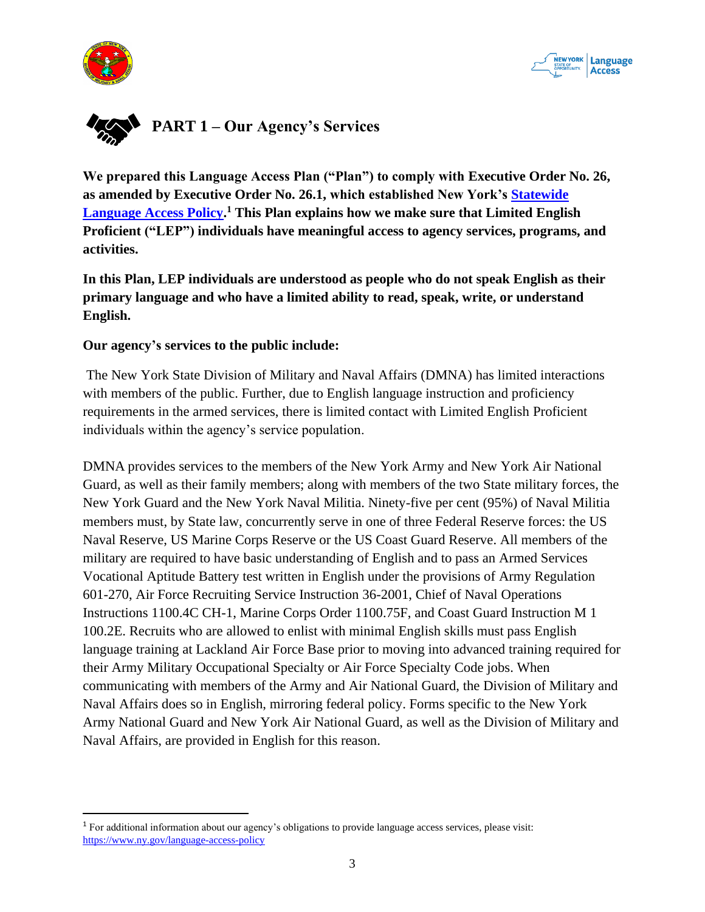# PART 1 – Our Agency's Services

**We prepared this Language Access Plan ("Plan") to comply with Executive Order No. 26, as amended by Executive Order No. 26.1, which established New York's [Statewide Language Access Policy](https://www.ny.gov/language-access-policy).[1] This Plan explains how we make sure that Limited English Proficient ("LEP") individuals have meaningful access to agency services, programs, and activities.**

**In this Plan, LEP individuals are understood as people who do not speak English as their primary language and who have a limited ability to read, speak, write, or understand English.**

**Our agency's services to the public include:**

The New York State Division of Military and Naval Affairs (DMNA) has limited interactions with members of the public. Further, due to English language instruction and proficiency requirements in the armed services, there is limited contact with Limited English Proficient individuals within the agency's service population.

DMNA provides services to the members of the New York Army and New York Air National Guard, as well as their family members; along with members of the two State military forces, the New York Guard and the New York Naval Militia. Ninety-five per cent (95%) of Naval Militia members must, by State law, concurrently serve in one of three Federal Reserve forces: the US Naval Reserve, US Marine Corps Reserve or the US Coast Guard Reserve. All members of the military are required to have basic understanding of English and to pass an Armed Services Vocational Aptitude Battery test written in English under the provisions of Army Regulation 601-270, Air Force Recruiting Service Instruction 36-2001, Chief of Naval Operations Instructions 1100.4C CH-1, Marine Corps Order 1100.75F, and Coast Guard Instruction M 1 100.2E. Recruits who are allowed to enlist with minimal English skills must pass English language training at Lackland Air Force Base prior to moving into advanced training required for their Army Military Occupational Specialty or Air Force Specialty Code jobs. When communicating with members of the Army and Air National Guard, the Division of Military and Naval Affairs does so in English, mirroring federal policy. Forms specific to the New York Army National Guard and New York Air National Guard, as well as the Division of Military and Naval Affairs, are provided in English for this reason.

---

[1] For additional information about our agency's obligations to provide language access services, please visit: https://www.ny.gov/language-access-policy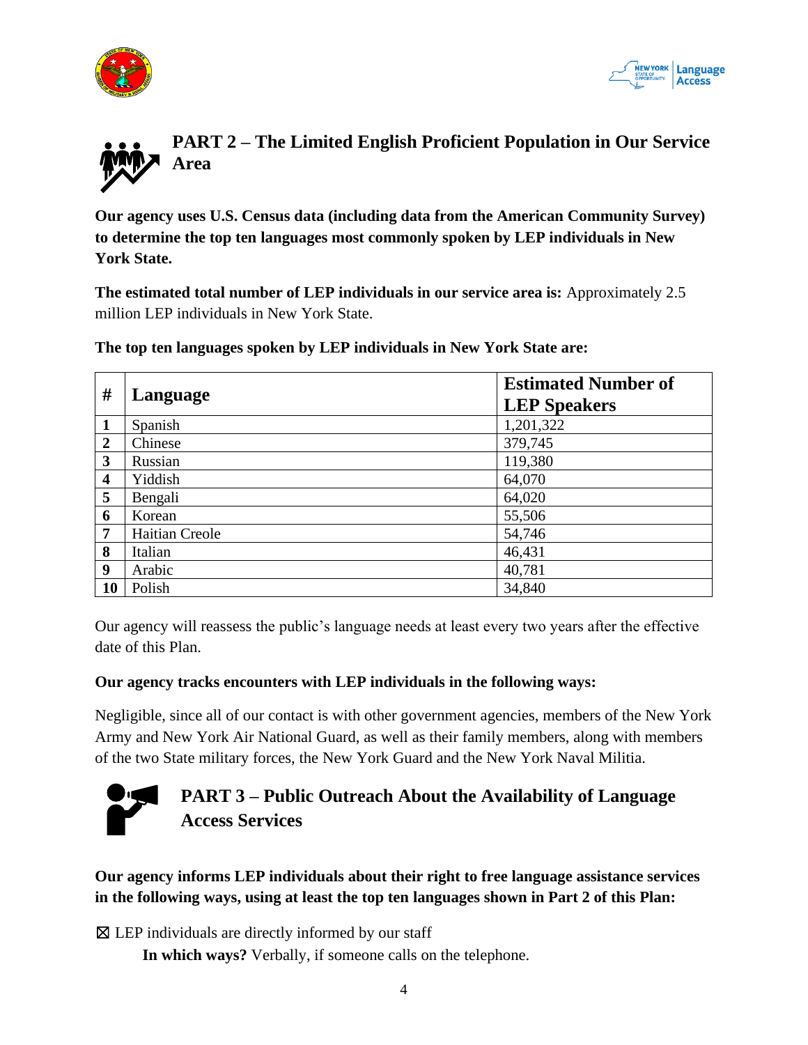## PART 2 – The Limited English Proficient Population in Our Service Area

**Our agency uses U.S. Census data (including data from the American Community Survey) to determine the top ten languages most commonly spoken by LEP individuals in New York State.**

**The estimated total number of LEP individuals in our service area is:** Approximately 2.5 million LEP individuals in New York State.

**The top ten languages spoken by LEP individuals in New York State are:**

| # | Language | Estimated Number of LEP Speakers |
|---|---|---|
| **1** | Spanish | 1,201,322 |
| **2** | Chinese | 379,745 |
| **3** | Russian | 119,380 |
| **4** | Yiddish | 64,070 |
| **5** | Bengali | 64,020 |
| **6** | Korean | 55,506 |
| **7** | Haitian Creole | 54,746 |
| **8** | Italian | 46,431 |
| **9** | Arabic | 40,781 |
| **10** | Polish | 34,840 |

Our agency will reassess the public's language needs at least every two years after the effective date of this Plan.

**Our agency tracks encounters with LEP individuals in the following ways:**

Negligible, since all of our contact is with other government agencies, members of the New York Army and New York Air National Guard, as well as their family members, along with members of the two State military forces, the New York Guard and the New York Naval Militia.

## PART 3 – Public Outreach About the Availability of Language Access Services

**Our agency informs LEP individuals about their right to free language assistance services in the following ways, using at least the top ten languages shown in Part 2 of this Plan:**

☒ LEP individuals are directly informed by our staff

**In which ways?** Verbally, if someone calls on the telephone.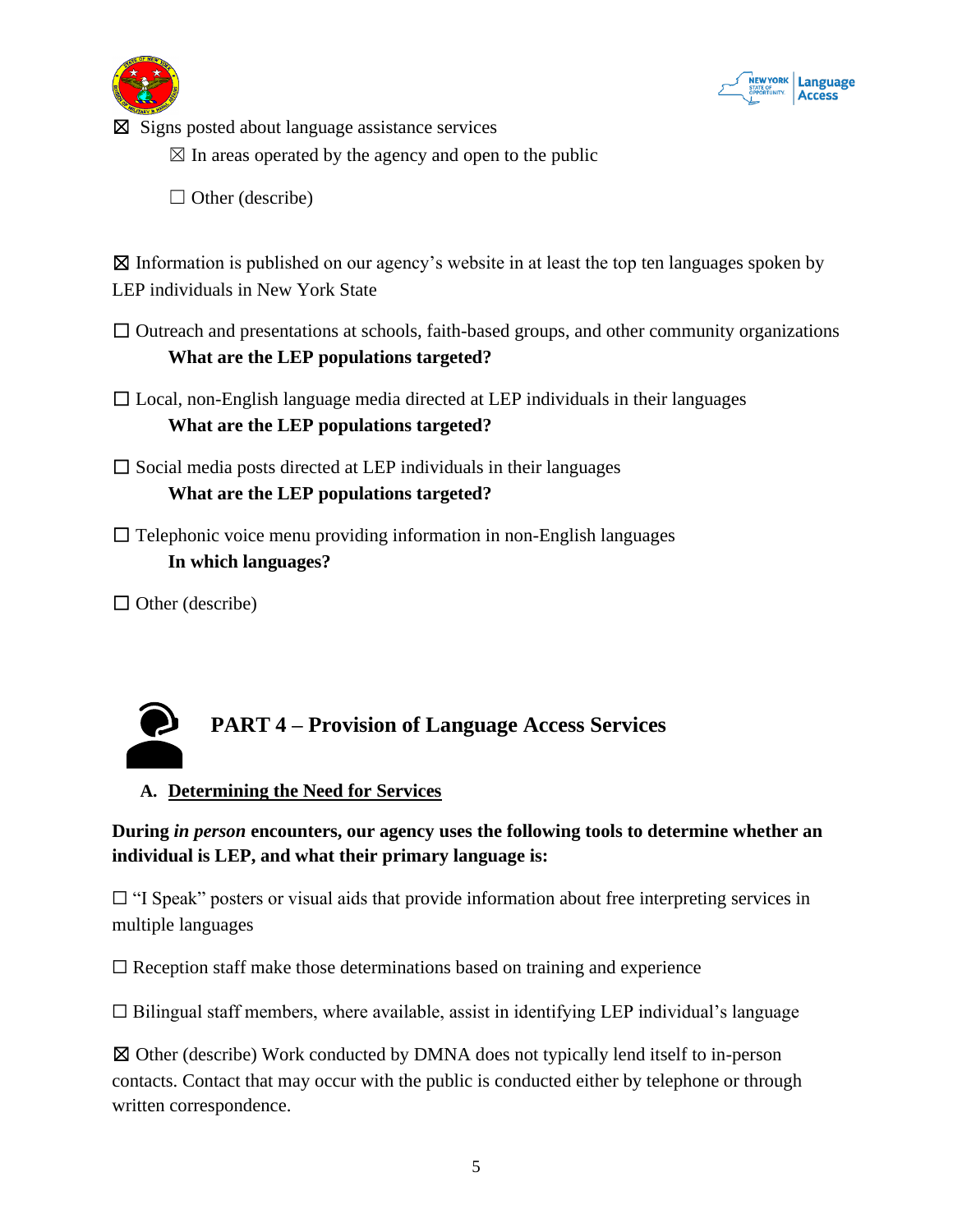☒ Signs posted about language assistance services

☒ In areas operated by the agency and open to the public

☐ Other (describe)

☒ Information is published on our agency's website in at least the top ten languages spoken by LEP individuals in New York State

☐ Outreach and presentations at schools, faith-based groups, and other community organizations

**What are the LEP populations targeted?**

☐ Local, non-English language media directed at LEP individuals in their languages

**What are the LEP populations targeted?**

☐ Social media posts directed at LEP individuals in their languages

**What are the LEP populations targeted?**

☐ Telephonic voice menu providing information in non-English languages

**In which languages?**

☐ Other (describe)

## PART 4 – Provision of Language Access Services

### A. Determining the Need for Services

**During *in person* encounters, our agency uses the following tools to determine whether an individual is LEP, and what their primary language is:**

☐ "I Speak" posters or visual aids that provide information about free interpreting services in multiple languages

☐ Reception staff make those determinations based on training and experience

☐ Bilingual staff members, where available, assist in identifying LEP individual's language

☒ Other (describe) Work conducted by DMNA does not typically lend itself to in-person contacts. Contact that may occur with the public is conducted either by telephone or through written correspondence.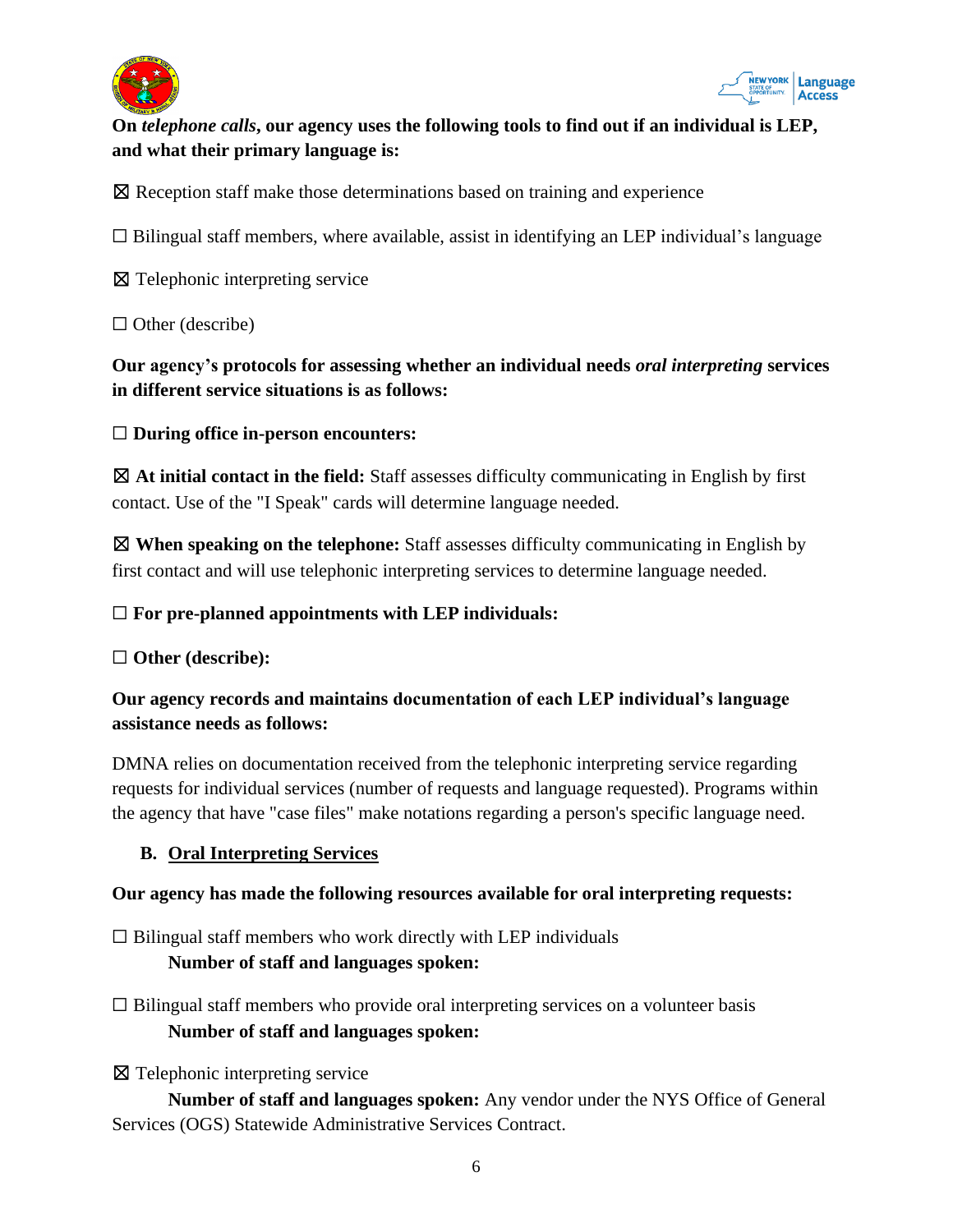**On *telephone calls*, our agency uses the following tools to find out if an individual is LEP, and what their primary language is:**

☒ Reception staff make those determinations based on training and experience

☐ Bilingual staff members, where available, assist in identifying an LEP individual's language

☒ Telephonic interpreting service

☐ Other (describe)

**Our agency's protocols for assessing whether an individual needs *oral interpreting* services in different service situations is as follows:**

☐ **During office in-person encounters:**

☒ **At initial contact in the field:** Staff assesses difficulty communicating in English by first contact. Use of the "I Speak" cards will determine language needed.

☒ **When speaking on the telephone:** Staff assesses difficulty communicating in English by first contact and will use telephonic interpreting services to determine language needed.

☐ **For pre-planned appointments with LEP individuals:**

☐ **Other (describe):**

**Our agency records and maintains documentation of each LEP individual's language assistance needs as follows:**

DMNA relies on documentation received from the telephonic interpreting service regarding requests for individual services (number of requests and language requested). Programs within the agency that have "case files" make notations regarding a person's specific language need.

## B. Oral Interpreting Services

**Our agency has made the following resources available for oral interpreting requests:**

☐ Bilingual staff members who work directly with LEP individuals
**Number of staff and languages spoken:**

☐ Bilingual staff members who provide oral interpreting services on a volunteer basis
**Number of staff and languages spoken:**

☒ Telephonic interpreting service
**Number of staff and languages spoken:** Any vendor under the NYS Office of General Services (OGS) Statewide Administrative Services Contract.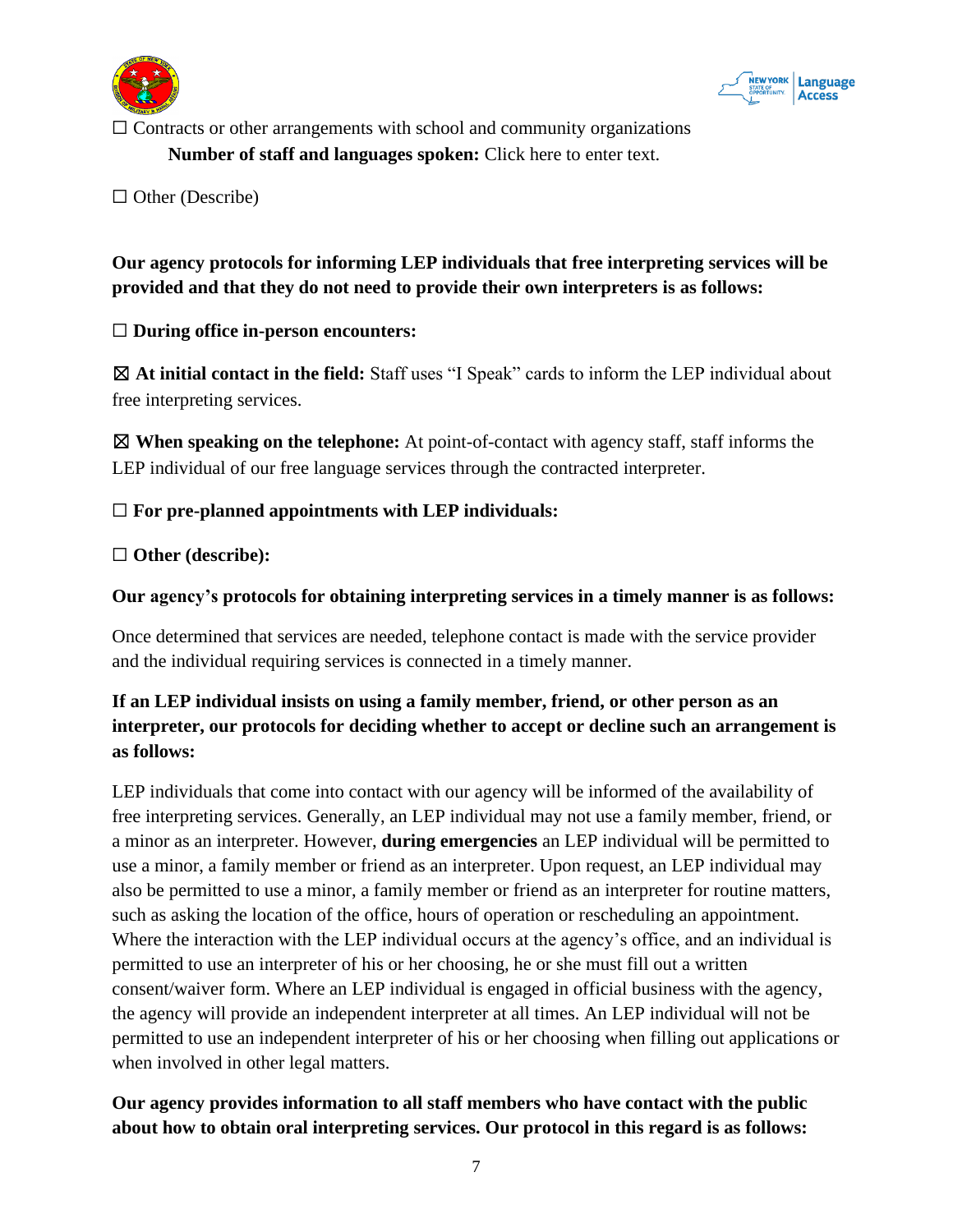☐ Contracts or other arrangements with school and community organizations

**Number of staff and languages spoken:** Click here to enter text.

☐ Other (Describe)

**Our agency protocols for informing LEP individuals that free interpreting services will be provided and that they do not need to provide their own interpreters is as follows:**

☐ **During office in-person encounters:**

☒ **At initial contact in the field:** Staff uses "I Speak" cards to inform the LEP individual about free interpreting services.

☒ **When speaking on the telephone:** At point-of-contact with agency staff, staff informs the LEP individual of our free language services through the contracted interpreter.

☐ **For pre-planned appointments with LEP individuals:**

☐ **Other (describe):**

**Our agency's protocols for obtaining interpreting services in a timely manner is as follows:**

Once determined that services are needed, telephone contact is made with the service provider and the individual requiring services is connected in a timely manner.

**If an LEP individual insists on using a family member, friend, or other person as an interpreter, our protocols for deciding whether to accept or decline such an arrangement is as follows:**

LEP individuals that come into contact with our agency will be informed of the availability of free interpreting services. Generally, an LEP individual may not use a family member, friend, or a minor as an interpreter. However, **during emergencies** an LEP individual will be permitted to use a minor, a family member or friend as an interpreter. Upon request, an LEP individual may also be permitted to use a minor, a family member or friend as an interpreter for routine matters, such as asking the location of the office, hours of operation or rescheduling an appointment. Where the interaction with the LEP individual occurs at the agency's office, and an individual is permitted to use an interpreter of his or her choosing, he or she must fill out a written consent/waiver form. Where an LEP individual is engaged in official business with the agency, the agency will provide an independent interpreter at all times. An LEP individual will not be permitted to use an independent interpreter of his or her choosing when filling out applications or when involved in other legal matters.

**Our agency provides information to all staff members who have contact with the public about how to obtain oral interpreting services. Our protocol in this regard is as follows:**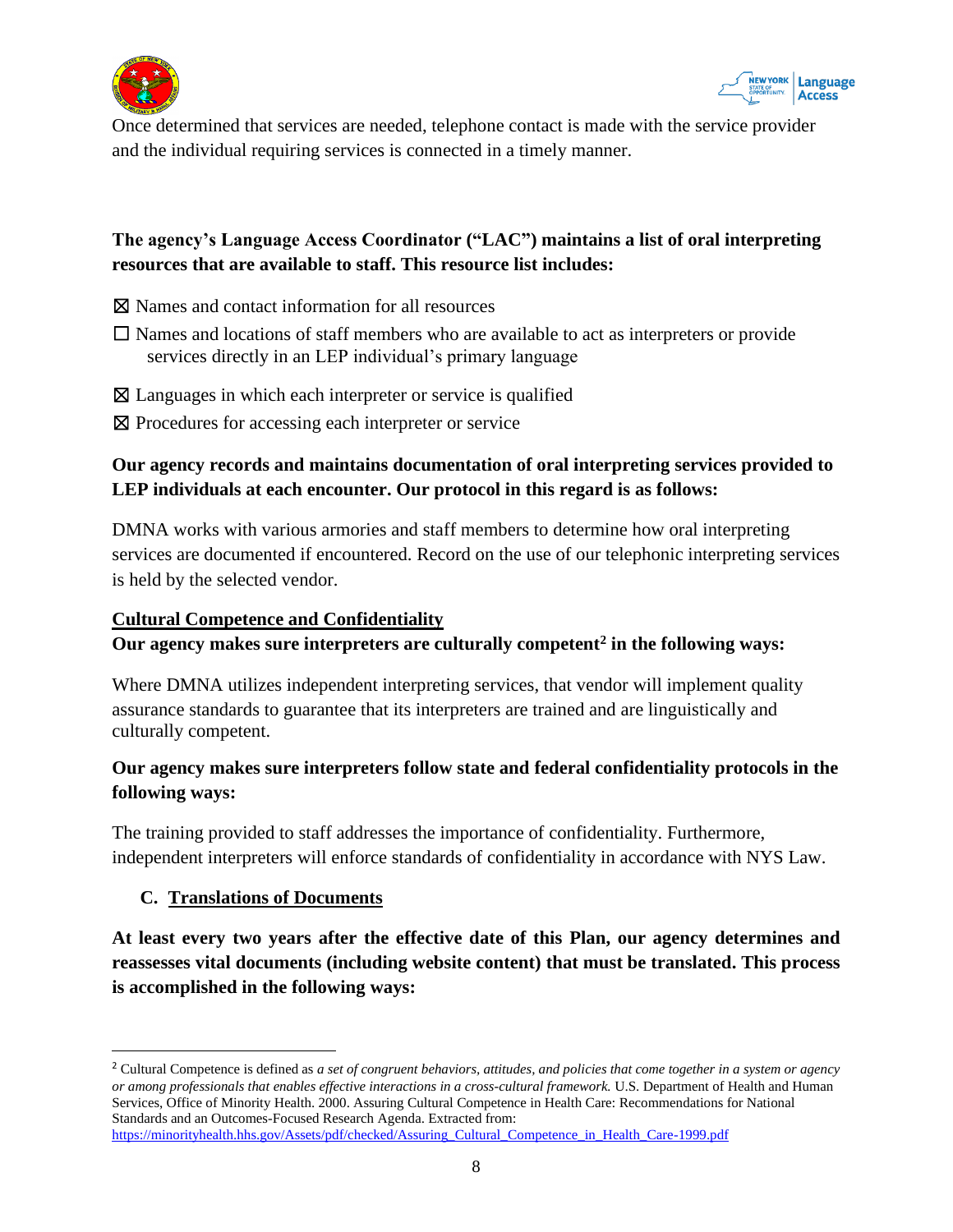Once determined that services are needed, telephone contact is made with the service provider and the individual requiring services is connected in a timely manner.

**The agency's Language Access Coordinator ("LAC") maintains a list of oral interpreting resources that are available to staff. This resource list includes:**

☒ Names and contact information for all resources

☐ Names and locations of staff members who are available to act as interpreters or provide services directly in an LEP individual's primary language

☒ Languages in which each interpreter or service is qualified

☒ Procedures for accessing each interpreter or service

**Our agency records and maintains documentation of oral interpreting services provided to LEP individuals at each encounter. Our protocol in this regard is as follows:**

DMNA works with various armories and staff members to determine how oral interpreting services are documented if encountered. Record on the use of our telephonic interpreting services is held by the selected vendor.

<u>**Cultural Competence and Confidentiality**</u>

**Our agency makes sure interpreters are culturally competent[2] in the following ways:**

Where DMNA utilizes independent interpreting services, that vendor will implement quality assurance standards to guarantee that its interpreters are trained and are linguistically and culturally competent.

**Our agency makes sure interpreters follow state and federal confidentiality protocols in the following ways:**

The training provided to staff addresses the importance of confidentiality. Furthermore, independent interpreters will enforce standards of confidentiality in accordance with NYS Law.

### C. Translations of Documents

**At least every two years after the effective date of this Plan, our agency determines and reassesses vital documents (including website content) that must be translated. This process is accomplished in the following ways:**

---

[2] Cultural Competence is defined as *a set of congruent behaviors, attitudes, and policies that come together in a system or agency or among professionals that enables effective interactions in a cross-cultural framework.* U.S. Department of Health and Human Services, Office of Minority Health. 2000. Assuring Cultural Competence in Health Care: Recommendations for National Standards and an Outcomes-Focused Research Agenda. Extracted from: https://minorityhealth.hhs.gov/Assets/pdf/checked/Assuring_Cultural_Competence_in_Health_Care-1999.pdf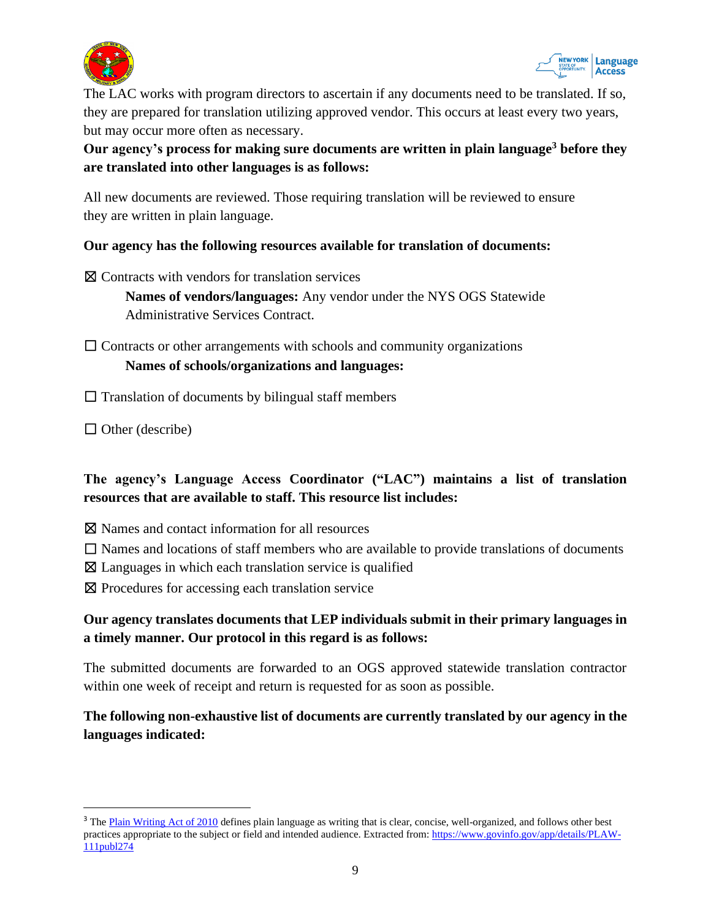The LAC works with program directors to ascertain if any documents need to be translated. If so, they are prepared for translation utilizing approved vendor. This occurs at least every two years, but may occur more often as necessary.

**Our agency's process for making sure documents are written in plain language[3] before they are translated into other languages is as follows:**

All new documents are reviewed. Those requiring translation will be reviewed to ensure they are written in plain language.

**Our agency has the following resources available for translation of documents:**

☒ Contracts with vendors for translation services

**Names of vendors/languages:** Any vendor under the NYS OGS Statewide Administrative Services Contract.

☐ Contracts or other arrangements with schools and community organizations

**Names of schools/organizations and languages:**

☐ Translation of documents by bilingual staff members

☐ Other (describe)

**The agency's Language Access Coordinator ("LAC") maintains a list of translation resources that are available to staff. This resource list includes:**

☒ Names and contact information for all resources
☐ Names and locations of staff members who are available to provide translations of documents
☒ Languages in which each translation service is qualified
☒ Procedures for accessing each translation service

**Our agency translates documents that LEP individuals submit in their primary languages in a timely manner. Our protocol in this regard is as follows:**

The submitted documents are forwarded to an OGS approved statewide translation contractor within one week of receipt and return is requested for as soon as possible.

**The following non-exhaustive list of documents are currently translated by our agency in the languages indicated:**

---

[3] The Plain Writing Act of 2010 defines plain language as writing that is clear, concise, well-organized, and follows other best practices appropriate to the subject or field and intended audience. Extracted from: https://www.govinfo.gov/app/details/PLAW-111publ274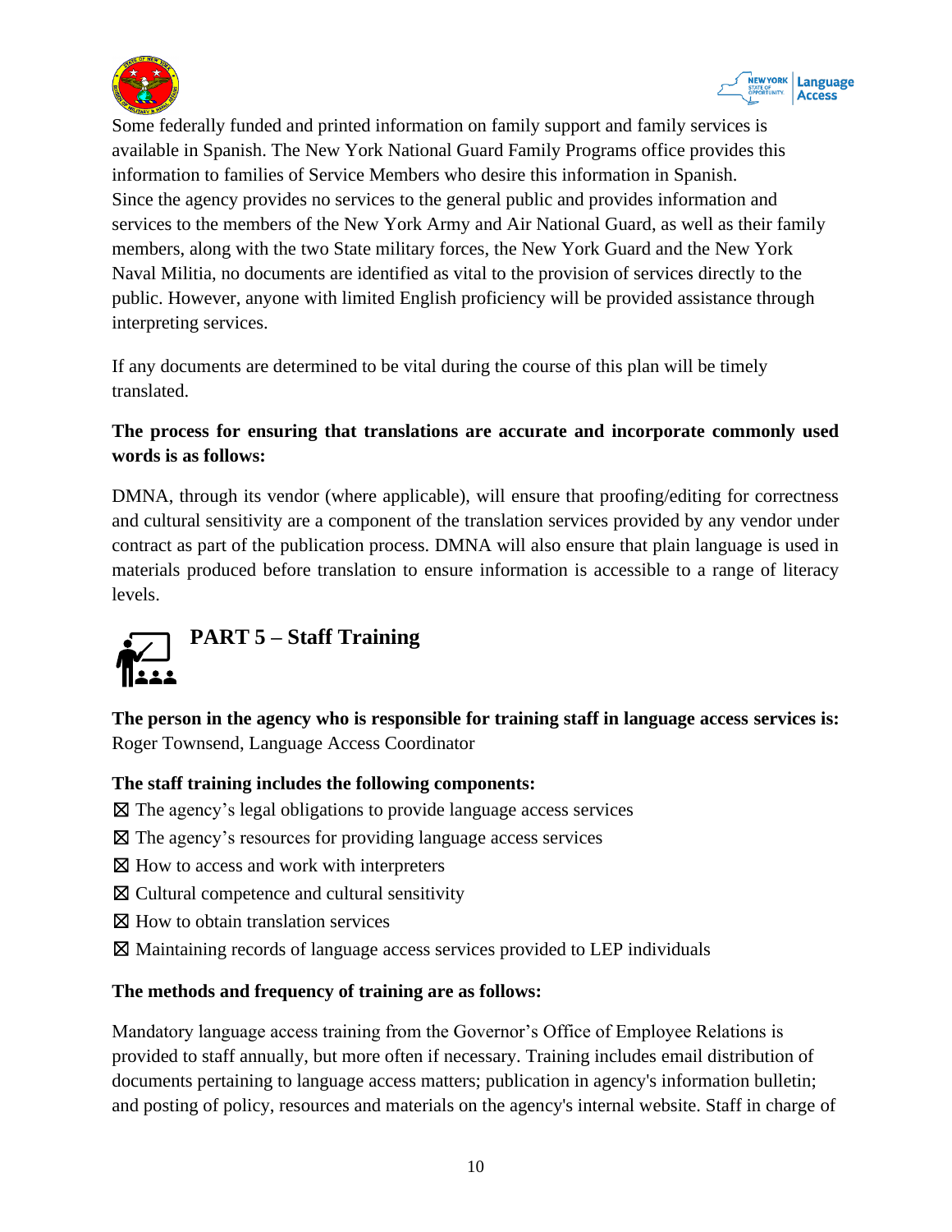Some federally funded and printed information on family support and family services is available in Spanish. The New York National Guard Family Programs office provides this information to families of Service Members who desire this information in Spanish. Since the agency provides no services to the general public and provides information and services to the members of the New York Army and Air National Guard, as well as their family members, along with the two State military forces, the New York Guard and the New York Naval Militia, no documents are identified as vital to the provision of services directly to the public. However, anyone with limited English proficiency will be provided assistance through interpreting services.

If any documents are determined to be vital during the course of this plan will be timely translated.

**The process for ensuring that translations are accurate and incorporate commonly used words is as follows:**

DMNA, through its vendor (where applicable), will ensure that proofing/editing for correctness and cultural sensitivity are a component of the translation services provided by any vendor under contract as part of the publication process. DMNA will also ensure that plain language is used in materials produced before translation to ensure information is accessible to a range of literacy levels.

## PART 5 – Staff Training

**The person in the agency who is responsible for training staff in language access services is:**
Roger Townsend, Language Access Coordinator

**The staff training includes the following components:**

☒ The agency's legal obligations to provide language access services
☒ The agency's resources for providing language access services
☒ How to access and work with interpreters
☒ Cultural competence and cultural sensitivity
☒ How to obtain translation services
☒ Maintaining records of language access services provided to LEP individuals

**The methods and frequency of training are as follows:**

Mandatory language access training from the Governor's Office of Employee Relations is provided to staff annually, but more often if necessary. Training includes email distribution of documents pertaining to language access matters; publication in agency's information bulletin; and posting of policy, resources and materials on the agency's internal website. Staff in charge of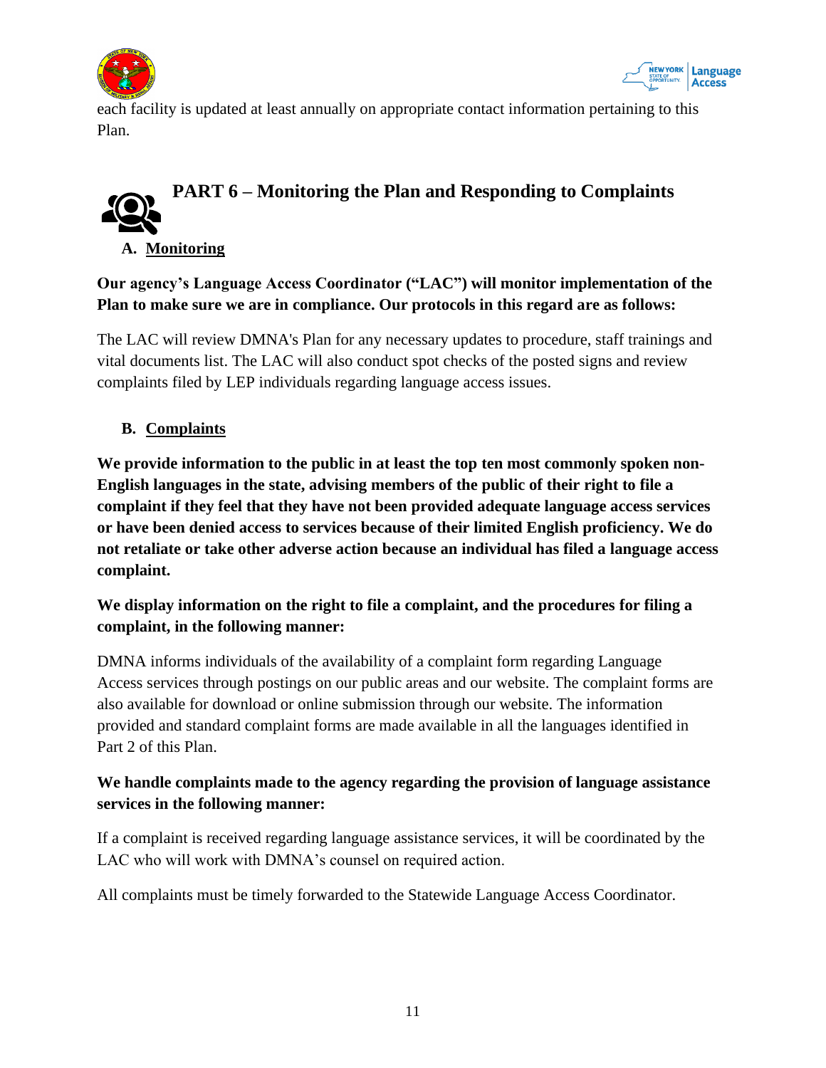each facility is updated at least annually on appropriate contact information pertaining to this Plan.

## PART 6 – Monitoring the Plan and Responding to Complaints

### A. Monitoring

**Our agency's Language Access Coordinator ("LAC") will monitor implementation of the Plan to make sure we are in compliance. Our protocols in this regard are as follows:**

The LAC will review DMNA's Plan for any necessary updates to procedure, staff trainings and vital documents list. The LAC will also conduct spot checks of the posted signs and review complaints filed by LEP individuals regarding language access issues.

### B. Complaints

**We provide information to the public in at least the top ten most commonly spoken non-English languages in the state, advising members of the public of their right to file a complaint if they feel that they have not been provided adequate language access services or have been denied access to services because of their limited English proficiency. We do not retaliate or take other adverse action because an individual has filed a language access complaint.**

**We display information on the right to file a complaint, and the procedures for filing a complaint, in the following manner:**

DMNA informs individuals of the availability of a complaint form regarding Language Access services through postings on our public areas and our website. The complaint forms are also available for download or online submission through our website. The information provided and standard complaint forms are made available in all the languages identified in Part 2 of this Plan.

**We handle complaints made to the agency regarding the provision of language assistance services in the following manner:**

If a complaint is received regarding language assistance services, it will be coordinated by the LAC who will work with DMNA's counsel on required action.

All complaints must be timely forwarded to the Statewide Language Access Coordinator.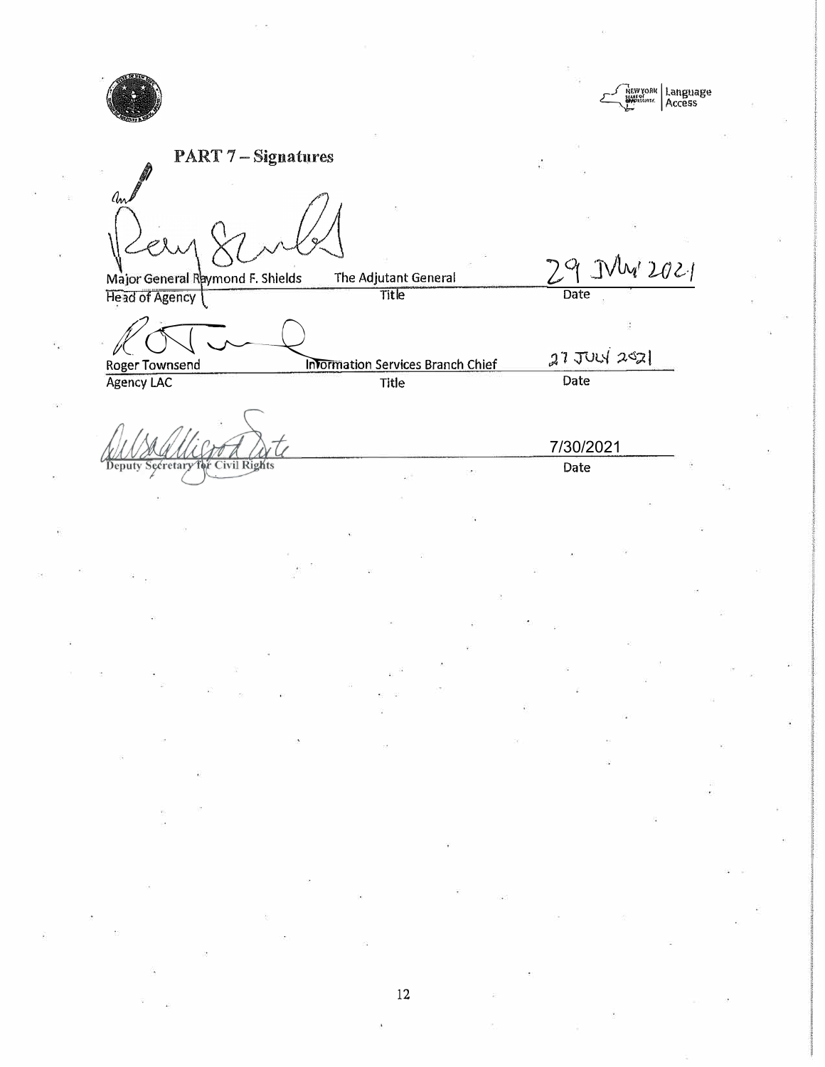## PART 7 – Signatures

| | | |
|---|---|---|
| Major General Raymond F. Shields | The Adjutant General | 29 July 2021 |
| Head of Agency | Title | Date |
| Roger Townsend | Information Services Branch Chief | 27 JULY 2021 |
| Agency LAC | Title | Date |
| Deputy Secretary for Civil Rights | | 7/30/2021 |
| | | Date |